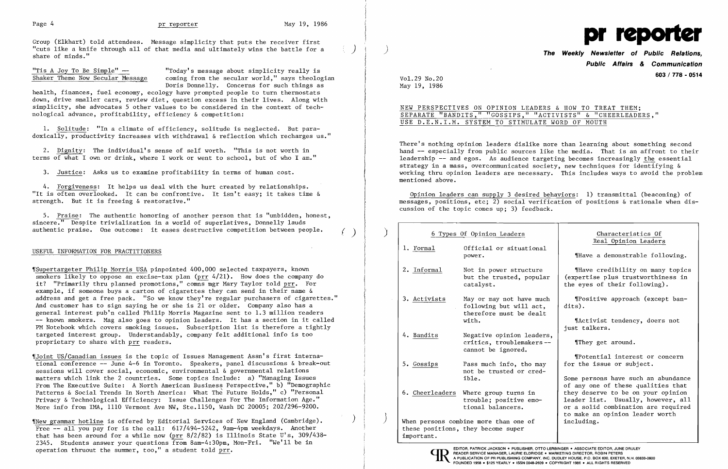Group (Elkhart) told attendees. Message simplicity that puts the receiver first "cuts like a knife through all of that media and ultimately wins the battle for a share of minds."

**"Tis A Joy To Be Simple" -- Shaker Theme Now Secular Message**

"Today's message about simplicity really is coming from the secular world," says theologian Doris Donnelly. Concerns for such things as health, finances, fuel economy, ecology have prompted people to turn thermostats down, drive smaller cars, review diet, question excess in their lives. Along with simplicity, she advocates 5 other values to be considered in the context of technological advance, profitability, efficiency & competition:

1. Solitude: "In a climate of efficiency, solitude is neglected. But paradoxically, productivity increases with withdrawal & reflection which recharges us."

2. Dignity: The individual's sense of self worth. "This is not worth in terms of what I own or drink, where I work or went to school, but of who I am."

3. Justice: Asks us to examine profitability in terms of human cost.

4. Forgiveness: It helps us deal with the hurt created by relationships. "It is often overlooked. It can be confrontive. It isn't easy; it takes time & strength. But it is freeing & restorative."

5. Praise: The authentic honoring of another person that is "unbidden, honest, sincere." Despite trivialization in a world of superlatives, Donnelly lauds authentic praise. One outcome: it eases destructive competition between people.

## USEFUL INFORMATION FOR PRACTITIONERS

¶Supertargeter Philip Morris USA pinpointed 400,000 selected taxpayers, known smokers likely to oppose an excise-tax plan (prr 4/21). How does the company do it? "Primarily thru planned promotions," comns mgr Mary Taylor told prr. For example, if someone buys a carton of cigarettes they can send in their name & address and get a free pack. "So we know they're regular purchasers of cigarettes." And customer has to sign saying he or she is 21 or older. Company also has a general interest pub'n called Philip Morris Magazine sent to 1.3 million readers -- known smokers. Mag also goes to opinion leaders. It has a section in it called PM Notebook which covers smoking issues. Subscription list is therefore a tightly targeted interest group. Understandably, company felt additional info is too proprietary to share with prr readers.

¶Joint US/Canadian issues is the topic of Issues Management Assn's first international conference -- June 4-6 in Toronto. Speakers, panel discussions & break-out sessions will cover social, economic, environmental & governmental relations matters which link the 2 countries. Some topics include: a) "Managing Issues From The Executive Suite: A North American Business Perspective," b) "Demographic Patterns & Social Trends In North America: What The Future Holds," c) "Personal Privacy & Technological Efficiency: Issue Challenges For The Information Age." More info from IMA, 1110 Vermont Ave NW, Ste.1150, Wash DC 20005; 202/296-9200.

¶New grammar hotline is offered by Editorial Services of New England (Cambridge). Free -- all you pay for is the call: 617/494-5242, 9am-4pm weekdays. Another that has been around for a while now (prr 8/2/82) is Illinois State U's, 309/438-2345. Students answer your questions from 8am-4:30pm, Mon-Fri. "We'll be in operation thruout the summer, too," a student told prr.

# pr reporter

**The Weekly Newsletter of Public Relations, Public Affairs & Communication**

603 / 778 - 0514

Vol.29 No.20
May 19, 1986

## NEW PERSPECTIVES ON OPINION LEADERS & HOW TO TREAT THEM; SEPARATE "BANDITS," "GOSSIPS," "ACTIVISTS" & "CHEERLEADERS," USE D.E.N.I.M. SYSTEM TO STIMULATE WORD OF MOUTH

There's nothing opinion leaders dislike more than learning about something second hand -- especially from public sources like the media. That is an affront to their leadership -- and egos. As audience targeting becomes increasingly the essential strategy in a mass, overcommunicated society, new techniques for identifying & working thru opinion leaders are necessary. This includes ways to avoid the problem mentioned above.

Opinion leaders can supply 3 desired behaviors: 1) transmittal (beaconing) of messages, positions, etc; 2) social verification of positions & rationale when discussion of the topic comes up; 3) feedback.

| 6 Types Of Opinion Leaders | | Characteristics Of Real Opinion Leaders |
|---|---|---|
| 1. Formal | Official or situational power. | ¶Have a demonstrable following. |
| 2. Informal | Not in power structure but the trusted, popular catalyst. | ¶Have credibility on many topics (expertise plus trustworthiness in the eyes of their following). |
| 3. Activists | May or may not have much following but will act, therefore must be dealt with. | ¶Positive approach (except bandits). ¶Activist tendency, doers not just talkers. |
| 4. Bandits | Negative opinion leaders, critics, troublemakers -- cannot be ignored. | ¶They get around. ¶Potential interest or concern for the issue or subject. |
| 5. Gossips | Pass much info, tho may not be trusted or credible. | Some persons have such an abundance of any one of these qualities that they deserve to be on your opinion leader list. Usually, however, all or a solid combination are required to make an opinion leader worth including. |
| 6. Cheerleaders | Where group turns in trouble; positive emotional balancers. | |
| When persons combine more than one of these positions, they become super important. | | |

EDITOR, PATRICK JACKSON • PUBLISHER, OTTO LERBINGER • ASSOCIATE EDITOR, JUNE DRULEY
READER SERVICE MANAGER, LAURIE ELDRIDGE • MARKETING DIRECTOR, ROBIN PETERS
A PUBLICATION OF PR PUBLISHING COMPANY, INC. DUDLEY HOUSE, P.O. BOX 600, EXETER, N.H. 03833-0600
FOUNDED 1958 • $125 YEARLY • ISSN 0048-2609 • COPYRIGHT 1986 • ALL RIGHTS RESERVED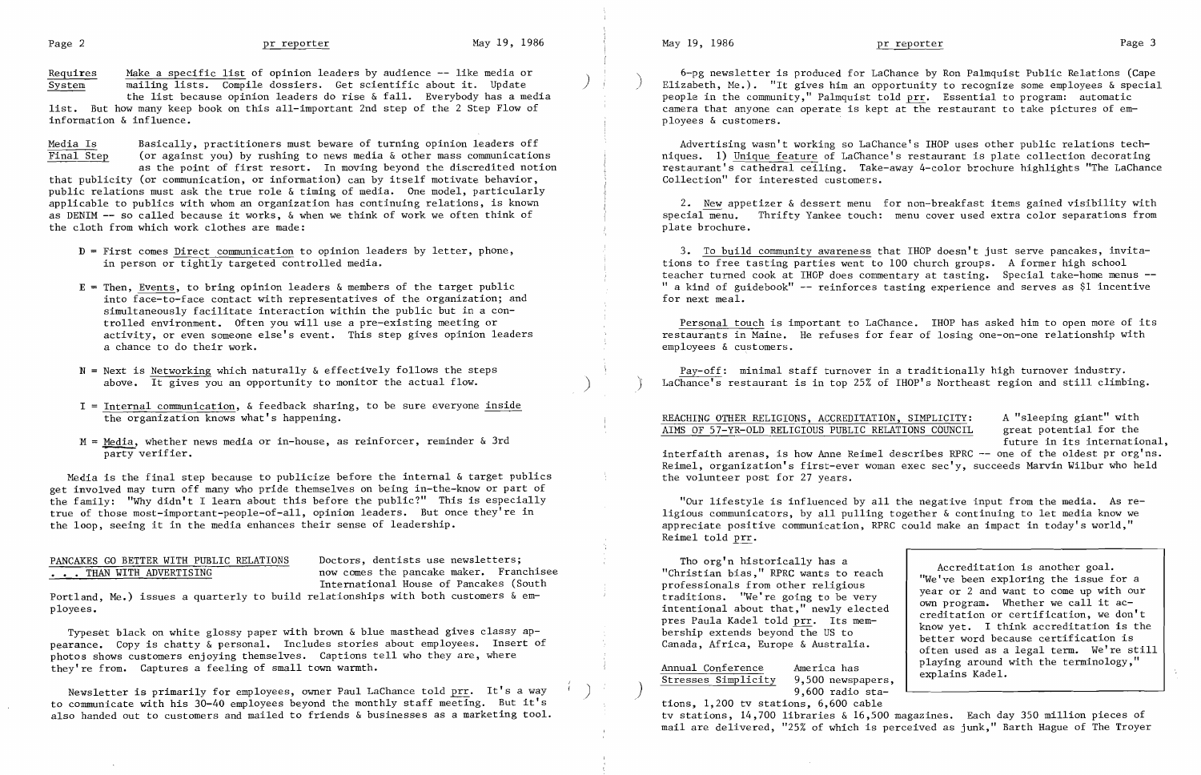Requires System — Make a specific list of opinion leaders by audience -- like media or mailing lists. Compile dossiers. Get scientific about it. Update the list because opinion leaders do rise & fall. Everybody has a media list. But how many keep book on this all-important 2nd step of the 2 Step Flow of information & influence.

Media Is Final Step — Basically, practitioners must beware of turning opinion leaders off (or against you) by rushing to news media & other mass communications as the point of first resort. In moving beyond the discredited notion that publicity (or communication, or information) can by itself motivate behavior, public relations must ask the true role & timing of media. One model, particularly applicable to publics with whom an organization has continuing relations, is known as DENIM -- so called because it works, & when we think of work we often think of the cloth from which work clothes are made:

- D = First comes Direct communication to opinion leaders by letter, phone, in person or tightly targeted controlled media.
- E = Then, Events, to bring opinion leaders & members of the target public into face-to-face contact with representatives of the organization; and simultaneously facilitate interaction within the public but in a controlled environment. Often you will use a pre-existing meeting or activity, or even someone else's event. This step gives opinion leaders a chance to do their work.
- N = Next is Networking which naturally & effectively follows the steps above. It gives you an opportunity to monitor the actual flow.
- I = Internal communication, & feedback sharing, to be sure everyone inside the organization knows what's happening.
- M = Media, whether news media or in-house, as reinforcer, reminder & 3rd party verifier.

Media is the final step because to publicize before the internal & target publics get involved may turn off many who pride themselves on being in-the-know or part of the family: "Why didn't I learn about this before the public?" This is especially true of those most-important-people-of-all, opinion leaders. But once they're in the loop, seeing it in the media enhances their sense of leadership.

## PANCAKES GO BETTER WITH PUBLIC RELATIONS . . . THAN WITH ADVERTISING

Doctors, dentists use newsletters; now comes the pancake maker. Franchisee International House of Pancakes (South Portland, Me.) issues a quarterly to build relationships with both customers & employees.

Typeset black on white glossy paper with brown & blue masthead gives classy appearance. Copy is chatty & personal. Includes stories about employees. Insert of photos shows customers enjoying themselves. Captions tell who they are, where they're from. Captures a feeling of small town warmth.

Newsletter is primarily for employees, owner Paul LaChance told prr. It's a way to communicate with his 30-40 employees beyond the monthly staff meeting. But it's also handed out to customers and mailed to friends & businesses as a marketing tool.

6-pg newsletter is produced for LaChance by Ron Palmquist Public Relations (Cape Elizabeth, Me.). "It gives him an opportunity to recognize some employees & special people in the community," Palmquist told prr. Essential to program: automatic camera that anyone can operate is kept at the restaurant to take pictures of employees & customers.

Advertising wasn't working so LaChance's IHOP uses other public relations techniques. 1) Unique feature of LaChance's restaurant is plate collection decorating restaurant's cathedral ceiling. Take-away 4-color brochure highlights "The LaChance Collection" for interested customers.

2. New appetizer & dessert menu for non-breakfast items gained visibility with special menu. Thrifty Yankee touch: menu cover used extra color separations from plate brochure.

3. To build community awareness that IHOP doesn't just serve pancakes, invitations to free tasting parties went to 100 church groups. A former high school teacher turned cook at IHOP does commentary at tasting. Special take-home menus -- " a kind of guidebook" -- reinforces tasting experience and serves as $1 incentive for next meal.

Personal touch is important to LaChance. IHOP has asked him to open more of its restaurants in Maine. He refuses for fear of losing one-on-one relationship with employees & customers.

Pay-off: minimal staff turnover in a traditionally high turnover industry. LaChance's restaurant is in top 25% of IHOP's Northeast region and still climbing.

## REACHING OTHER RELIGIONS, ACCREDITATION, SIMPLICITY: AIMS OF 57-YR-OLD RELIGIOUS PUBLIC RELATIONS COUNCIL

A "sleeping giant" with great potential for the future in its international, interfaith arenas, is how Anne Reimel describes RPRC -- one of the oldest pr org'ns. Reimel, organization's first-ever woman exec sec'y, succeeds Marvin Wilbur who held the volunteer post for 27 years.

"Our lifestyle is influenced by all the negative input from the media. As religious communicators, by all pulling together & continuing to let media know we appreciate positive communication, RPRC could make an impact in today's world," Reimel told prr.

Tho org'n historically has a "Christian bias," RPRC wants to reach professionals from other religious traditions. "We're going to be very intentional about that," newly elected pres Paula Kadel told prr. Its membership extends beyond the US to Canada, Africa, Europe & Australia.

> Accreditation is another goal. "We've been exploring the issue for a year or 2 and want to come up with our own program. Whether we call it accreditation or certification, we don't know yet. I think accreditation is the better word because certification is often used as a legal term. We're still playing around with the terminology," explains Kadel.

Annual Conference Stresses Simplicity — America has 9,500 newspapers, 9,600 radio stations, 1,200 tv stations, 6,600 cable tv stations, 14,700 libraries & 16,500 magazines. Each day 350 million pieces of mail are delivered, "25% of which is perceived as junk," Barth Hague of The Troyer